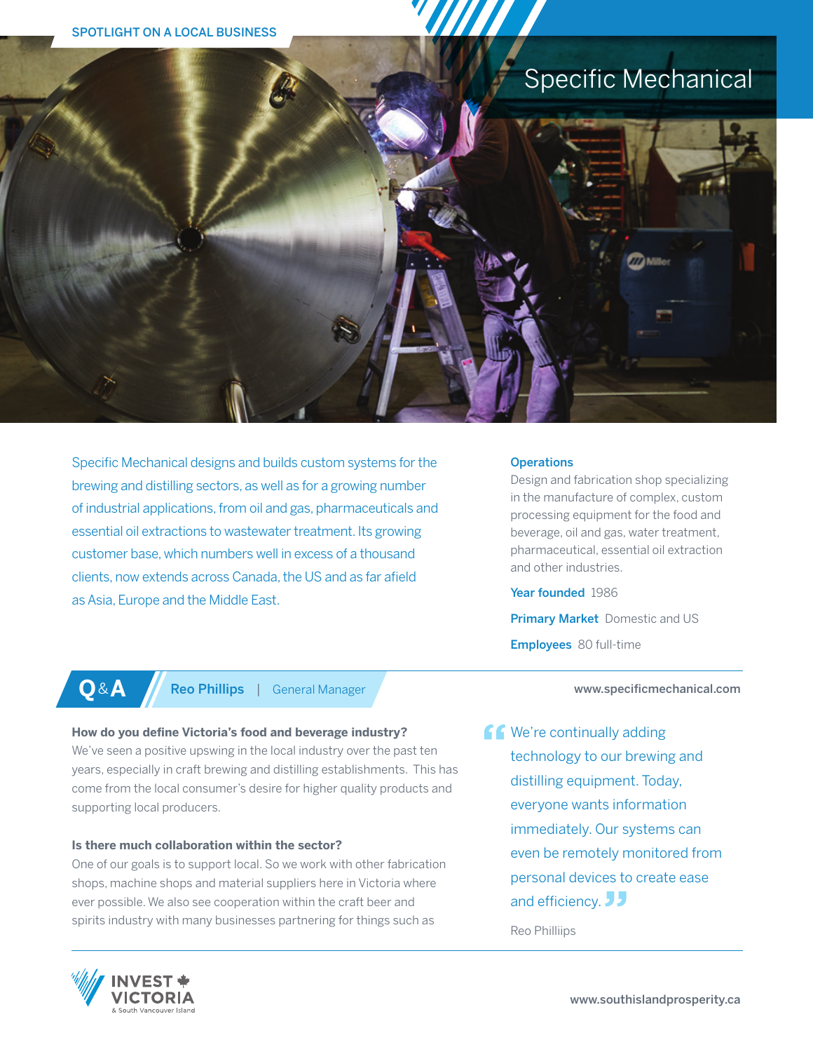SPOTLIGHT ON A LOCAL BUSINESS

# Specific Mechanical

Specific Mechanical designs and builds custom systems for the brewing and distilling sectors, as well as for a growing number of industrial applications, from oil and gas, pharmaceuticals and essential oil extractions to wastewater treatment. Its growing customer base, which numbers well in excess of a thousand clients, now extends across Canada, the US and as far afield as Asia, Europe and the Middle East.

**Operations**
Design and fabrication shop specializing in the manufacture of complex, custom processing equipment for the food and beverage, oil and gas, water treatment, pharmaceutical, essential oil extraction and other industries.

**Year founded** 1986

**Primary Market** Domestic and US

**Employees** 80 full-time

www.specificmechanical.com

## Q&A — Reo Phillips | General Manager

**How do you define Victoria's food and beverage industry?**
We've seen a positive upswing in the local industry over the past ten years, especially in craft brewing and distilling establishments. This has come from the local consumer's desire for higher quality products and supporting local producers.

**Is there much collaboration within the sector?**
One of our goals is to support local. So we work with other fabrication shops, machine shops and material suppliers here in Victoria where ever possible. We also see cooperation within the craft beer and spirits industry with many businesses partnering for things such as

> "We're continually adding technology to our brewing and distilling equipment. Today, everyone wants information immediately. Our systems can even be remotely monitored from personal devices to create ease and efficiency."
>
> Reo Philliips

INVEST VICTORIA & South Vancouver Island

www.southislandprosperity.ca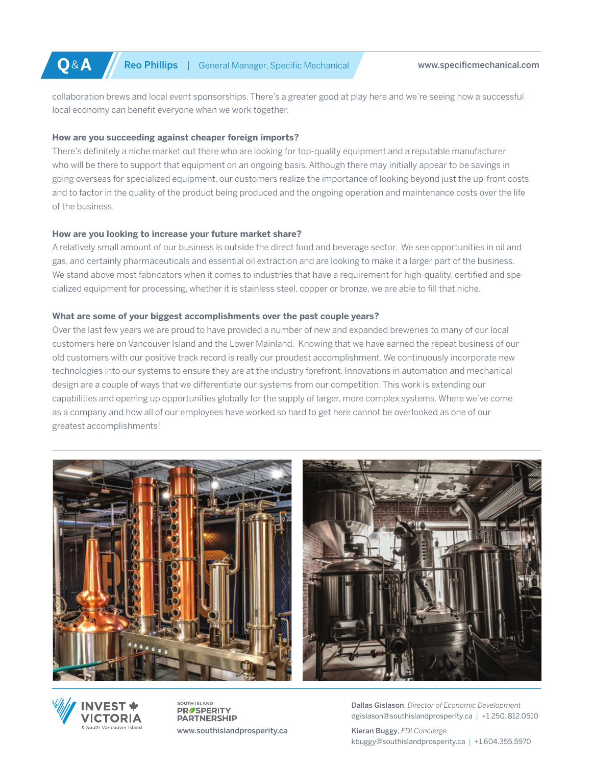collaboration brews and local event sponsorships. There's a greater good at play here and we're seeing how a successful local economy can benefit everyone when we work together.

**How are you succeeding against cheaper foreign imports?**

There's definitely a niche market out there who are looking for top-quality equipment and a reputable manufacturer who will be there to support that equipment on an ongoing basis. Although there may initially appear to be savings in going overseas for specialized equipment, our customers realize the importance of looking beyond just the up-front costs and to factor in the quality of the product being produced and the ongoing operation and maintenance costs over the life of the business.

**How are you looking to increase your future market share?**

A relatively small amount of our business is outside the direct food and beverage sector. We see opportunities in oil and gas, and certainly pharmaceuticals and essential oil extraction and are looking to make it a larger part of the business. We stand above most fabricators when it comes to industries that have a requirement for high-quality, certified and specialized equipment for processing, whether it is stainless steel, copper or bronze, we are able to fill that niche.

**What are some of your biggest accomplishments over the past couple years?**

Over the last few years we are proud to have provided a number of new and expanded breweries to many of our local customers here on Vancouver Island and the Lower Mainland. Knowing that we have earned the repeat business of our old customers with our positive track record is really our proudest accomplishment. We continuously incorporate new technologies into our systems to ensure they are at the industry forefront. Innovations in automation and mechanical design are a couple of ways that we differentiate our systems from our competition. This work is extending our capabilities and opening up opportunities globally for the supply of larger, more complex systems. Where we've come as a company and how all of our employees have worked so hard to get here cannot be overlooked as one of our greatest accomplishments!

INVEST VICTORIA & South Vancouver Island

SOUTH ISLAND PROSPERITY PARTNERSHIP
www.southislandprosperity.ca

**Dallas Gislason**, *Director of Economic Development*
dgislason@southislandprosperity.ca | +1.250. 812.0510

**Kieran Buggy**, *FDI Concierge*
kbuggy@southislandprosperity.ca | +1.604.355.5970